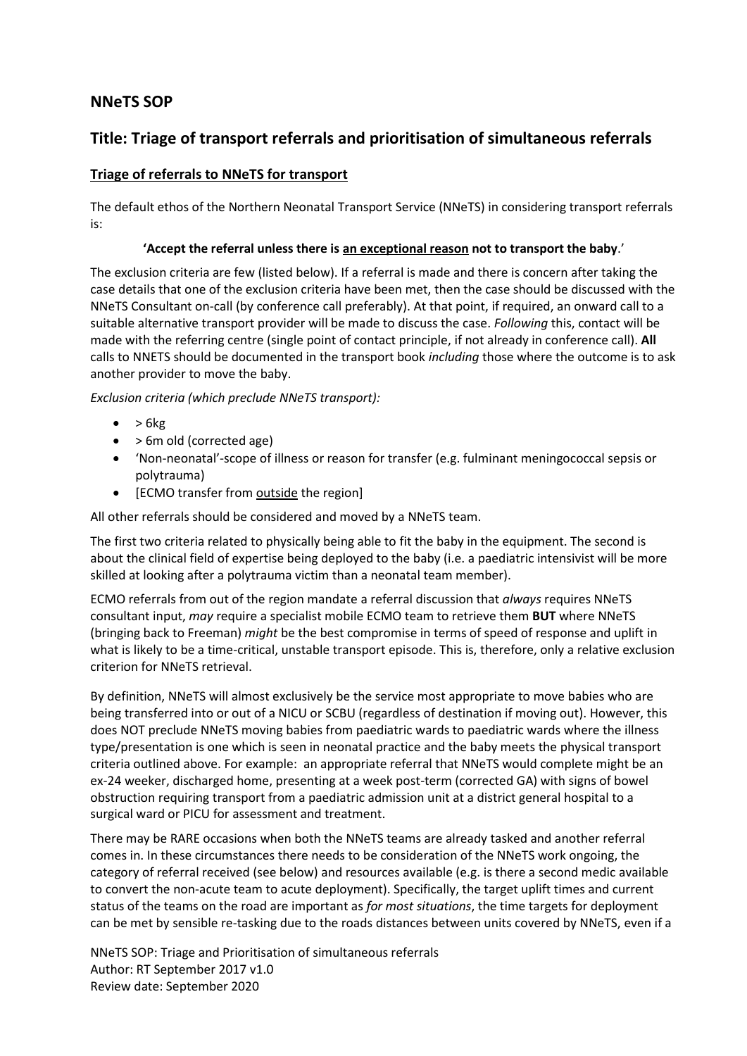## NNeTS SOP

## Title: Triage of transport referrals and prioritisation of simultaneous referrals

### Triage of referrals to NNeTS for transport

The default ethos of the Northern Neonatal Transport Service (NNeTS) in considering transport referrals is:

**'Accept the referral unless there is an exceptional reason not to transport the baby**.'

The exclusion criteria are few (listed below). If a referral is made and there is concern after taking the case details that one of the exclusion criteria have been met, then the case should be discussed with the NNeTS Consultant on-call (by conference call preferably). At that point, if required, an onward call to a suitable alternative transport provider will be made to discuss the case. *Following* this, contact will be made with the referring centre (single point of contact principle, if not already in conference call). **All** calls to NNETS should be documented in the transport book *including* those where the outcome is to ask another provider to move the baby.

*Exclusion criteria (which preclude NNeTS transport):*

- > 6kg
- > 6m old (corrected age)
- 'Non-neonatal'-scope of illness or reason for transfer (e.g. fulminant meningococcal sepsis or polytrauma)
- [ECMO transfer from outside the region]

All other referrals should be considered and moved by a NNeTS team.

The first two criteria related to physically being able to fit the baby in the equipment. The second is about the clinical field of expertise being deployed to the baby (i.e. a paediatric intensivist will be more skilled at looking after a polytrauma victim than a neonatal team member).

ECMO referrals from out of the region mandate a referral discussion that *always* requires NNeTS consultant input, *may* require a specialist mobile ECMO team to retrieve them **BUT** where NNeTS (bringing back to Freeman) *might* be the best compromise in terms of speed of response and uplift in what is likely to be a time-critical, unstable transport episode. This is, therefore, only a relative exclusion criterion for NNeTS retrieval.

By definition, NNeTS will almost exclusively be the service most appropriate to move babies who are being transferred into or out of a NICU or SCBU (regardless of destination if moving out). However, this does NOT preclude NNeTS moving babies from paediatric wards to paediatric wards where the illness type/presentation is one which is seen in neonatal practice and the baby meets the physical transport criteria outlined above. For example: an appropriate referral that NNeTS would complete might be an ex-24 weeker, discharged home, presenting at a week post-term (corrected GA) with signs of bowel obstruction requiring transport from a paediatric admission unit at a district general hospital to a surgical ward or PICU for assessment and treatment.

There may be RARE occasions when both the NNeTS teams are already tasked and another referral comes in. In these circumstances there needs to be consideration of the NNeTS work ongoing, the category of referral received (see below) and resources available (e.g. is there a second medic available to convert the non-acute team to acute deployment). Specifically, the target uplift times and current status of the teams on the road are important as *for most situations*, the time targets for deployment can be met by sensible re-tasking due to the roads distances between units covered by NNeTS, even if a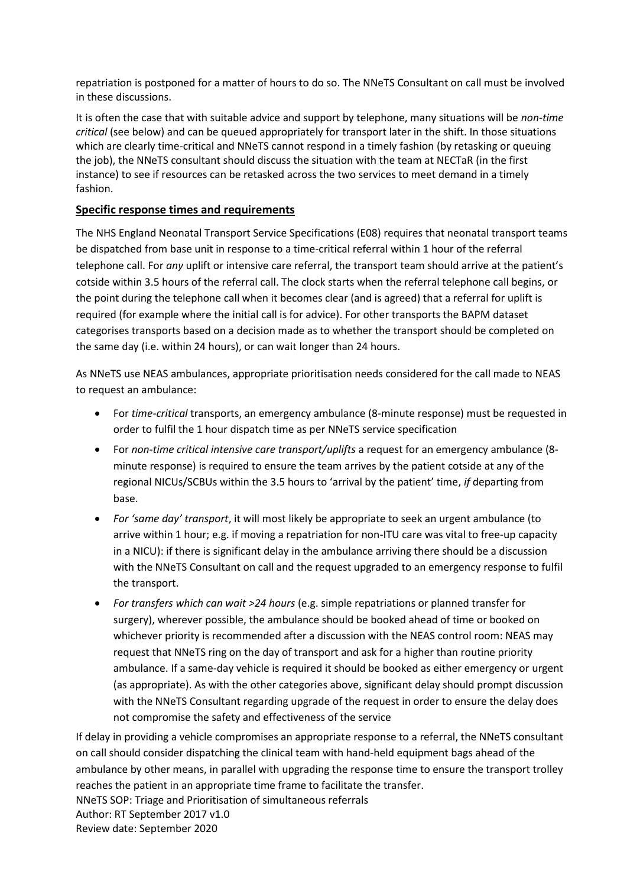repatriation is postponed for a matter of hours to do so. The NNeTS Consultant on call must be involved in these discussions.

It is often the case that with suitable advice and support by telephone, many situations will be *non-time critical* (see below) and can be queued appropriately for transport later in the shift. In those situations which are clearly time-critical and NNeTS cannot respond in a timely fashion (by retasking or queuing the job), the NNeTS consultant should discuss the situation with the team at NECTaR (in the first instance) to see if resources can be retasked across the two services to meet demand in a timely fashion.

## Specific response times and requirements

The NHS England Neonatal Transport Service Specifications (E08) requires that neonatal transport teams be dispatched from base unit in response to a time-critical referral within 1 hour of the referral telephone call. For *any* uplift or intensive care referral, the transport team should arrive at the patient's cotside within 3.5 hours of the referral call. The clock starts when the referral telephone call begins, or the point during the telephone call when it becomes clear (and is agreed) that a referral for uplift is required (for example where the initial call is for advice). For other transports the BAPM dataset categorises transports based on a decision made as to whether the transport should be completed on the same day (i.e. within 24 hours), or can wait longer than 24 hours.

As NNeTS use NEAS ambulances, appropriate prioritisation needs considered for the call made to NEAS to request an ambulance:

- For *time-critical* transports, an emergency ambulance (8-minute response) must be requested in order to fulfil the 1 hour dispatch time as per NNeTS service specification
- For *non-time critical intensive care transport/uplifts* a request for an emergency ambulance (8-minute response) is required to ensure the team arrives by the patient cotside at any of the regional NICUs/SCBUs within the 3.5 hours to 'arrival by the patient' time, *if* departing from base.
- *For 'same day' transport*, it will most likely be appropriate to seek an urgent ambulance (to arrive within 1 hour; e.g. if moving a repatriation for non-ITU care was vital to free-up capacity in a NICU): if there is significant delay in the ambulance arriving there should be a discussion with the NNeTS Consultant on call and the request upgraded to an emergency response to fulfil the transport.
- *For transfers which can wait >24 hours* (e.g. simple repatriations or planned transfer for surgery), wherever possible, the ambulance should be booked ahead of time or booked on whichever priority is recommended after a discussion with the NEAS control room: NEAS may request that NNeTS ring on the day of transport and ask for a higher than routine priority ambulance. If a same-day vehicle is required it should be booked as either emergency or urgent (as appropriate). As with the other categories above, significant delay should prompt discussion with the NNeTS Consultant regarding upgrade of the request in order to ensure the delay does not compromise the safety and effectiveness of the service

If delay in providing a vehicle compromises an appropriate response to a referral, the NNeTS consultant on call should consider dispatching the clinical team with hand-held equipment bags ahead of the ambulance by other means, in parallel with upgrading the response time to ensure the transport trolley reaches the patient in an appropriate time frame to facilitate the transfer.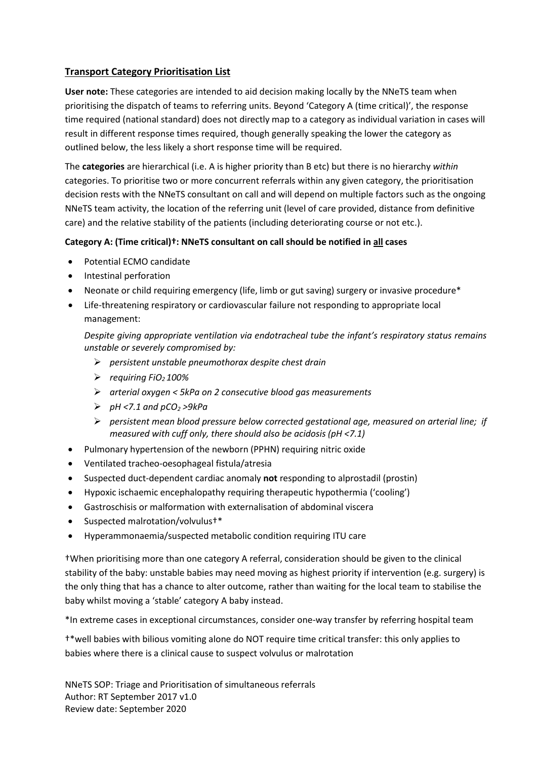## Transport Category Prioritisation List

**User note:** These categories are intended to aid decision making locally by the NNeTS team when prioritising the dispatch of teams to referring units. Beyond 'Category A (time critical)', the response time required (national standard) does not directly map to a category as individual variation in cases will result in different response times required, though generally speaking the lower the category as outlined below, the less likely a short response time will be required.

The **categories** are hierarchical (i.e. A is higher priority than B etc) but there is no hierarchy *within* categories. To prioritise two or more concurrent referrals within any given category, the prioritisation decision rests with the NNeTS consultant on call and will depend on multiple factors such as the ongoing NNeTS team activity, the location of the referring unit (level of care provided, distance from definitive care) and the relative stability of the patients (including deteriorating course or not etc.).

**Category A: (Time critical)†: NNeTS consultant on call should be notified in <u>all</u> cases**

- Potential ECMO candidate
- Intestinal perforation
- Neonate or child requiring emergency (life, limb or gut saving) surgery or invasive procedure*
- Life-threatening respiratory or cardiovascular failure not responding to appropriate local management:

  *Despite giving appropriate ventilation via endotracheal tube the infant's respiratory status remains unstable or severely compromised by:*

  - *persistent unstable pneumothorax despite chest drain*
  - *requiring $FiO_2$ 100%*
  - *arterial oxygen < 5kPa on 2 consecutive blood gas measurements*
  - *pH <7.1 and $pCO_2$ >9kPa*
  - *persistent mean blood pressure below corrected gestational age, measured on arterial line; if measured with cuff only, there should also be acidosis (pH <7.1)*
- Pulmonary hypertension of the newborn (PPHN) requiring nitric oxide
- Ventilated tracheo-oesophageal fistula/atresia
- Suspected duct-dependent cardiac anomaly **not** responding to alprostadil (prostin)
- Hypoxic ischaemic encephalopathy requiring therapeutic hypothermia ('cooling')
- Gastroschisis or malformation with externalisation of abdominal viscera
- Suspected malrotation/volvulus†*
- Hyperammonaemia/suspected metabolic condition requiring ITU care

†When prioritising more than one category A referral, consideration should be given to the clinical stability of the baby: unstable babies may need moving as highest priority if intervention (e.g. surgery) is the only thing that has a chance to alter outcome, rather than waiting for the local team to stabilise the baby whilst moving a 'stable' category A baby instead.

*In extreme cases in exceptional circumstances, consider one-way transfer by referring hospital team

†*well babies with bilious vomiting alone do NOT require time critical transfer: this only applies to babies where there is a clinical cause to suspect volvulus or malrotation

NNeTS SOP: Triage and Prioritisation of simultaneous referrals
Author: RT September 2017 v1.0
Review date: September 2020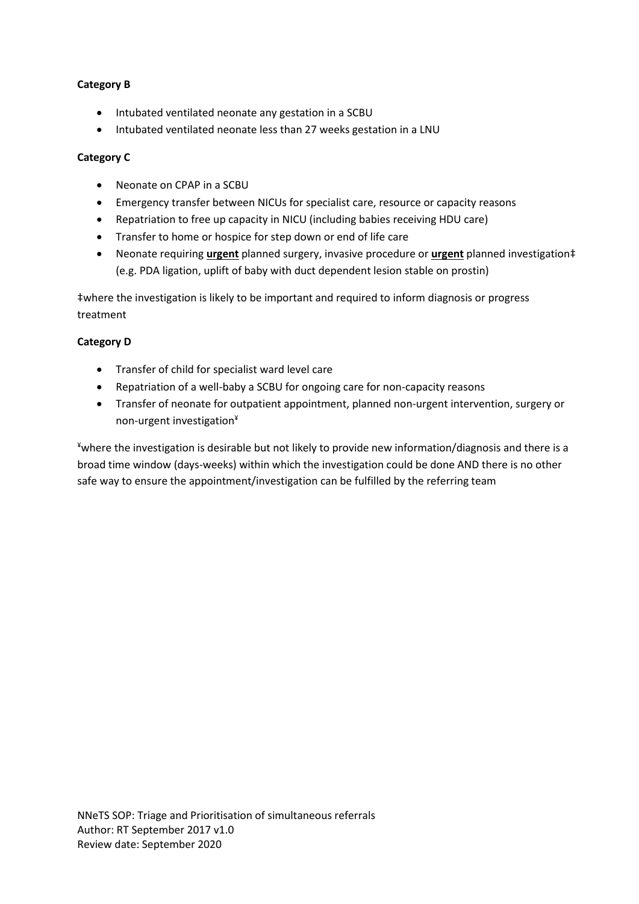**Category B**

- Intubated ventilated neonate any gestation in a SCBU
- Intubated ventilated neonate less than 27 weeks gestation in a LNU

**Category C**

- Neonate on CPAP in a SCBU
- Emergency transfer between NICUs for specialist care, resource or capacity reasons
- Repatriation to free up capacity in NICU (including babies receiving HDU care)
- Transfer to home or hospice for step down or end of life care
- Neonate requiring **urgent** planned surgery, invasive procedure or **urgent** planned investigation‡ (e.g. PDA ligation, uplift of baby with duct dependent lesion stable on prostin)

‡where the investigation is likely to be important and required to inform diagnosis or progress treatment

**Category D**

- Transfer of child for specialist ward level care
- Repatriation of a well-baby a SCBU for ongoing care for non-capacity reasons
- Transfer of neonate for outpatient appointment, planned non-urgent intervention, surgery or non-urgent investigation¥

¥where the investigation is desirable but not likely to provide new information/diagnosis and there is a broad time window (days-weeks) within which the investigation could be done AND there is no other safe way to ensure the appointment/investigation can be fulfilled by the referring team